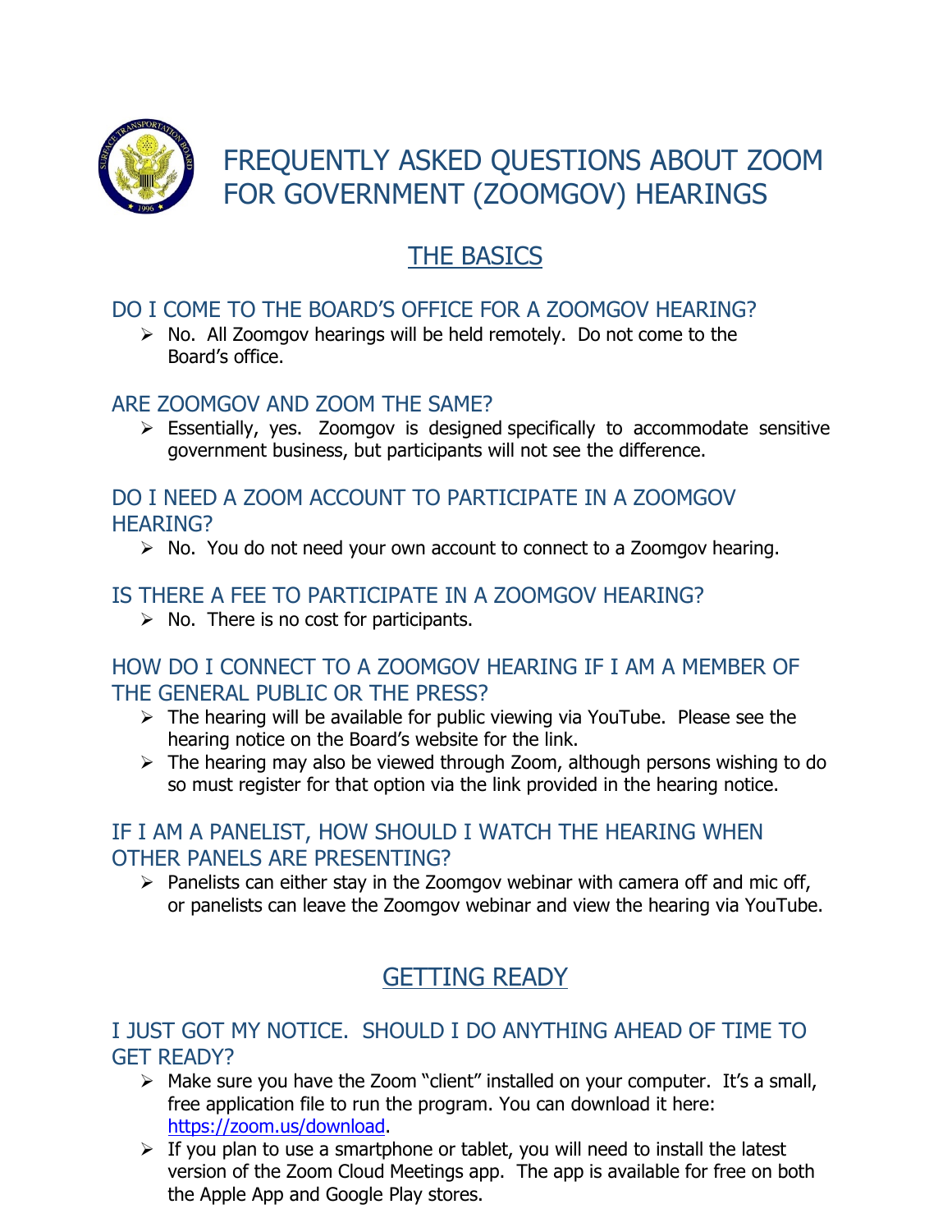# FREQUENTLY ASKED QUESTIONS ABOUT ZOOM FOR GOVERNMENT (ZOOMGOV) HEARINGS

## THE BASICS

### DO I COME TO THE BOARD'S OFFICE FOR A ZOOMGOV HEARING?

- No. All Zoomgov hearings will be held remotely. Do not come to the Board's office.

### ARE ZOOMGOV AND ZOOM THE SAME?

- Essentially, yes. Zoomgov is designed specifically to accommodate sensitive government business, but participants will not see the difference.

### DO I NEED A ZOOM ACCOUNT TO PARTICIPATE IN A ZOOMGOV HEARING?

- No. You do not need your own account to connect to a Zoomgov hearing.

### IS THERE A FEE TO PARTICIPATE IN A ZOOMGOV HEARING?

- No. There is no cost for participants.

### HOW DO I CONNECT TO A ZOOMGOV HEARING IF I AM A MEMBER OF THE GENERAL PUBLIC OR THE PRESS?

- The hearing will be available for public viewing via YouTube. Please see the hearing notice on the Board's website for the link.
- The hearing may also be viewed through Zoom, although persons wishing to do so must register for that option via the link provided in the hearing notice.

### IF I AM A PANELIST, HOW SHOULD I WATCH THE HEARING WHEN OTHER PANELS ARE PRESENTING?

- Panelists can either stay in the Zoomgov webinar with camera off and mic off, or panelists can leave the Zoomgov webinar and view the hearing via YouTube.

## GETTING READY

### I JUST GOT MY NOTICE. SHOULD I DO ANYTHING AHEAD OF TIME TO GET READY?

- Make sure you have the Zoom "client" installed on your computer. It's a small, free application file to run the program. You can download it here: [https://zoom.us/download](https://zoom.us/download).
- If you plan to use a smartphone or tablet, you will need to install the latest version of the Zoom Cloud Meetings app. The app is available for free on both the Apple App and Google Play stores.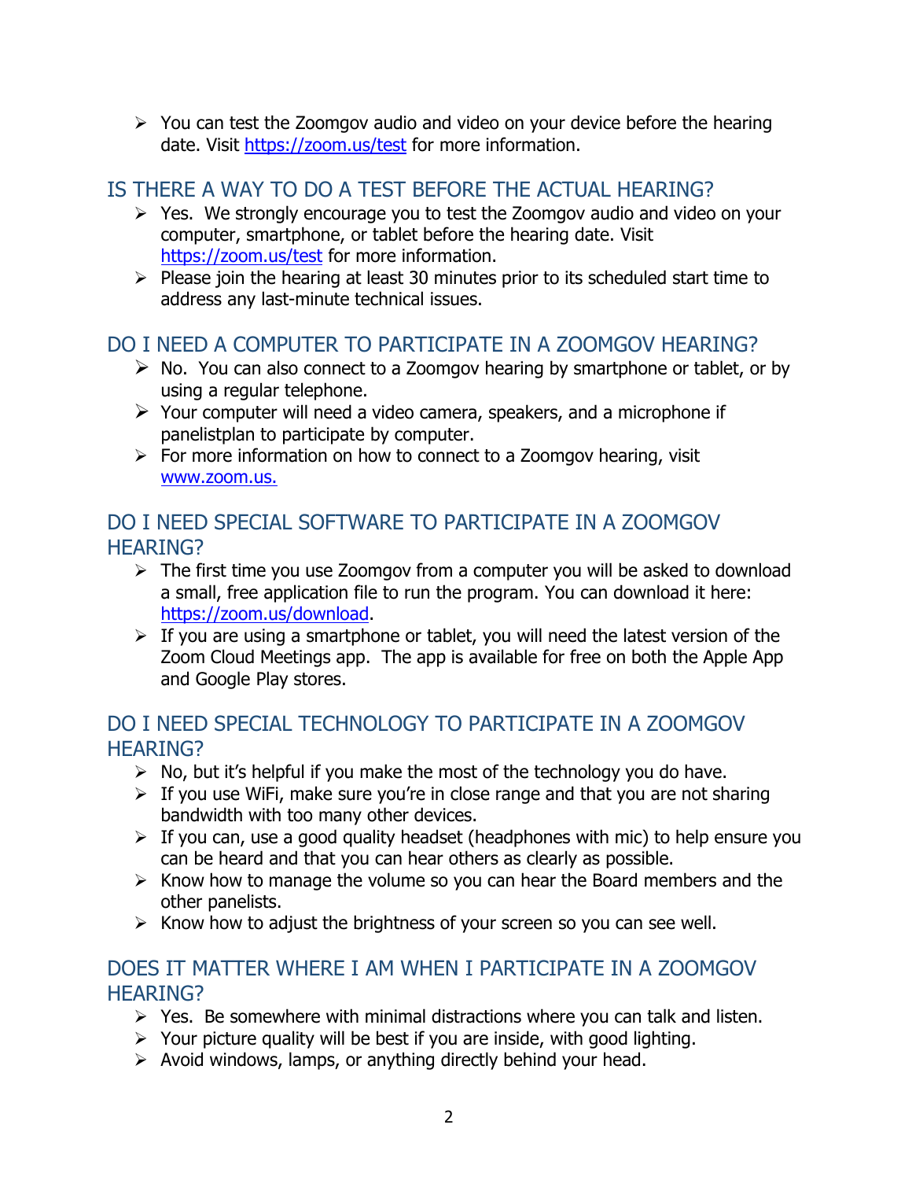- You can test the Zoomgov audio and video on your device before the hearing date. Visit https://zoom.us/test for more information.

## IS THERE A WAY TO DO A TEST BEFORE THE ACTUAL HEARING?

- Yes. We strongly encourage you to test the Zoomgov audio and video on your computer, smartphone, or tablet before the hearing date. Visit https://zoom.us/test for more information.
- Please join the hearing at least 30 minutes prior to its scheduled start time to address any last-minute technical issues.

## DO I NEED A COMPUTER TO PARTICIPATE IN A ZOOMGOV HEARING?

- No. You can also connect to a Zoomgov hearing by smartphone or tablet, or by using a regular telephone.
- Your computer will need a video camera, speakers, and a microphone if panelistplan to participate by computer.
- For more information on how to connect to a Zoomgov hearing, visit www.zoom.us.

## DO I NEED SPECIAL SOFTWARE TO PARTICIPATE IN A ZOOMGOV HEARING?

- The first time you use Zoomgov from a computer you will be asked to download a small, free application file to run the program. You can download it here: https://zoom.us/download.
- If you are using a smartphone or tablet, you will need the latest version of the Zoom Cloud Meetings app. The app is available for free on both the Apple App and Google Play stores.

## DO I NEED SPECIAL TECHNOLOGY TO PARTICIPATE IN A ZOOMGOV HEARING?

- No, but it's helpful if you make the most of the technology you do have.
- If you use WiFi, make sure you're in close range and that you are not sharing bandwidth with too many other devices.
- If you can, use a good quality headset (headphones with mic) to help ensure you can be heard and that you can hear others as clearly as possible.
- Know how to manage the volume so you can hear the Board members and the other panelists.
- Know how to adjust the brightness of your screen so you can see well.

## DOES IT MATTER WHERE I AM WHEN I PARTICIPATE IN A ZOOMGOV HEARING?

- Yes. Be somewhere with minimal distractions where you can talk and listen.
- Your picture quality will be best if you are inside, with good lighting.
- Avoid windows, lamps, or anything directly behind your head.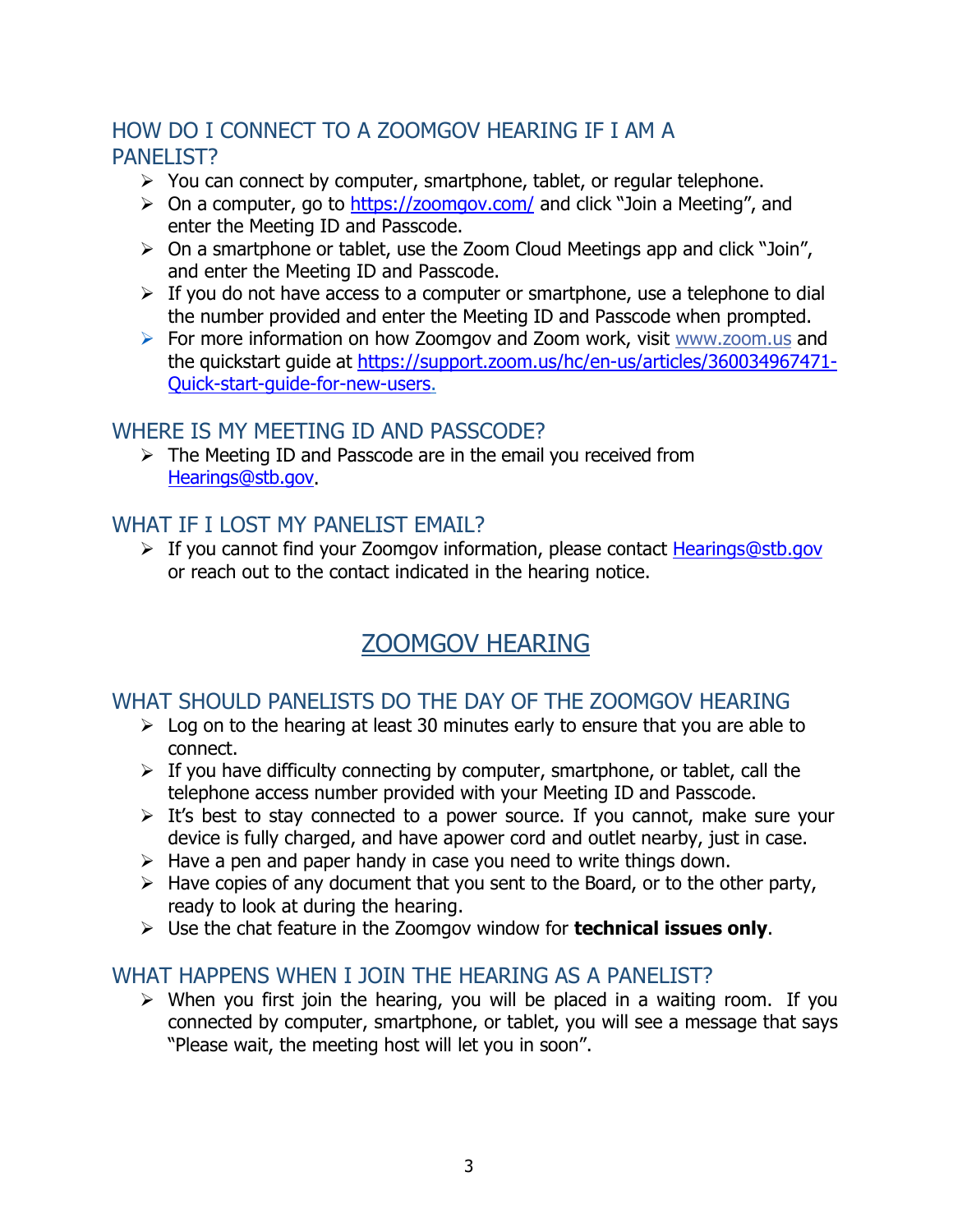## HOW DO I CONNECT TO A ZOOMGOV HEARING IF I AM A PANELIST?

- You can connect by computer, smartphone, tablet, or regular telephone.
- On a computer, go to [https://zoomgov.com/](https://zoomgov.com/) and click "Join a Meeting", and enter the Meeting ID and Passcode.
- On a smartphone or tablet, use the Zoom Cloud Meetings app and click "Join", and enter the Meeting ID and Passcode.
- If you do not have access to a computer or smartphone, use a telephone to dial the number provided and enter the Meeting ID and Passcode when prompted.
- For more information on how Zoomgov and Zoom work, visit [www.zoom.us](http://www.zoom.us) and the quickstart guide at [https://support.zoom.us/hc/en-us/articles/360034967471-Quick-start-guide-for-new-users.](https://support.zoom.us/hc/en-us/articles/360034967471-Quick-start-guide-for-new-users)

## WHERE IS MY MEETING ID AND PASSCODE?

- The Meeting ID and Passcode are in the email you received from [Hearings@stb.gov](mailto:Hearings@stb.gov).

## WHAT IF I LOST MY PANELIST EMAIL?

- If you cannot find your Zoomgov information, please contact [Hearings@stb.gov](mailto:Hearings@stb.gov) or reach out to the contact indicated in the hearing notice.

# ZOOMGOV HEARING

## WHAT SHOULD PANELISTS DO THE DAY OF THE ZOOMGOV HEARING

- Log on to the hearing at least 30 minutes early to ensure that you are able to connect.
- If you have difficulty connecting by computer, smartphone, or tablet, call the telephone access number provided with your Meeting ID and Passcode.
- It's best to stay connected to a power source. If you cannot, make sure your device is fully charged, and have apower cord and outlet nearby, just in case.
- Have a pen and paper handy in case you need to write things down.
- Have copies of any document that you sent to the Board, or to the other party, ready to look at during the hearing.
- Use the chat feature in the Zoomgov window for **technical issues only**.

## WHAT HAPPENS WHEN I JOIN THE HEARING AS A PANELIST?

- When you first join the hearing, you will be placed in a waiting room. If you connected by computer, smartphone, or tablet, you will see a message that says "Please wait, the meeting host will let you in soon".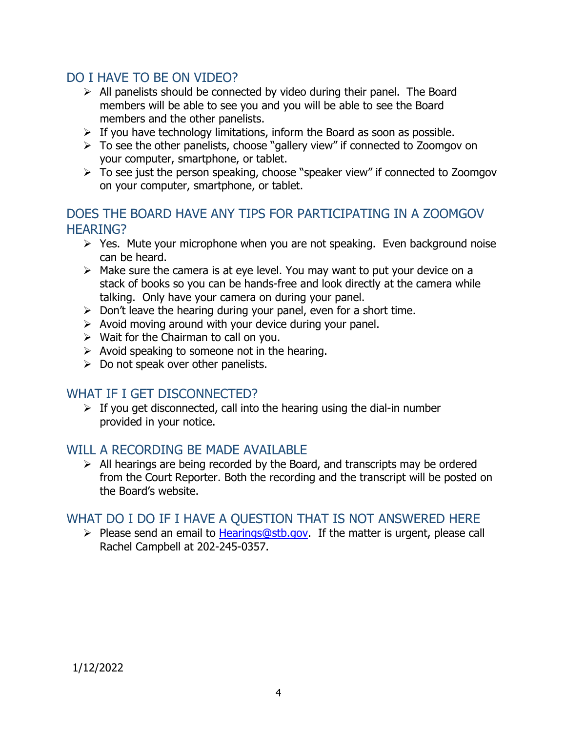## DO I HAVE TO BE ON VIDEO?

- All panelists should be connected by video during their panel. The Board members will be able to see you and you will be able to see the Board members and the other panelists.
- If you have technology limitations, inform the Board as soon as possible.
- To see the other panelists, choose "gallery view" if connected to Zoomgov on your computer, smartphone, or tablet.
- To see just the person speaking, choose "speaker view" if connected to Zoomgov on your computer, smartphone, or tablet.

## DOES THE BOARD HAVE ANY TIPS FOR PARTICIPATING IN A ZOOMGOV HEARING?

- Yes. Mute your microphone when you are not speaking. Even background noise can be heard.
- Make sure the camera is at eye level. You may want to put your device on a stack of books so you can be hands-free and look directly at the camera while talking. Only have your camera on during your panel.
- Don't leave the hearing during your panel, even for a short time.
- Avoid moving around with your device during your panel.
- Wait for the Chairman to call on you.
- Avoid speaking to someone not in the hearing.
- Do not speak over other panelists.

## WHAT IF I GET DISCONNECTED?

- If you get disconnected, call into the hearing using the dial-in number provided in your notice.

## WILL A RECORDING BE MADE AVAILABLE

- All hearings are being recorded by the Board, and transcripts may be ordered from the Court Reporter. Both the recording and the transcript will be posted on the Board's website.

## WHAT DO I DO IF I HAVE A QUESTION THAT IS NOT ANSWERED HERE

- Please send an email to Hearings@stb.gov. If the matter is urgent, please call Rachel Campbell at 202-245-0357.

1/12/2022